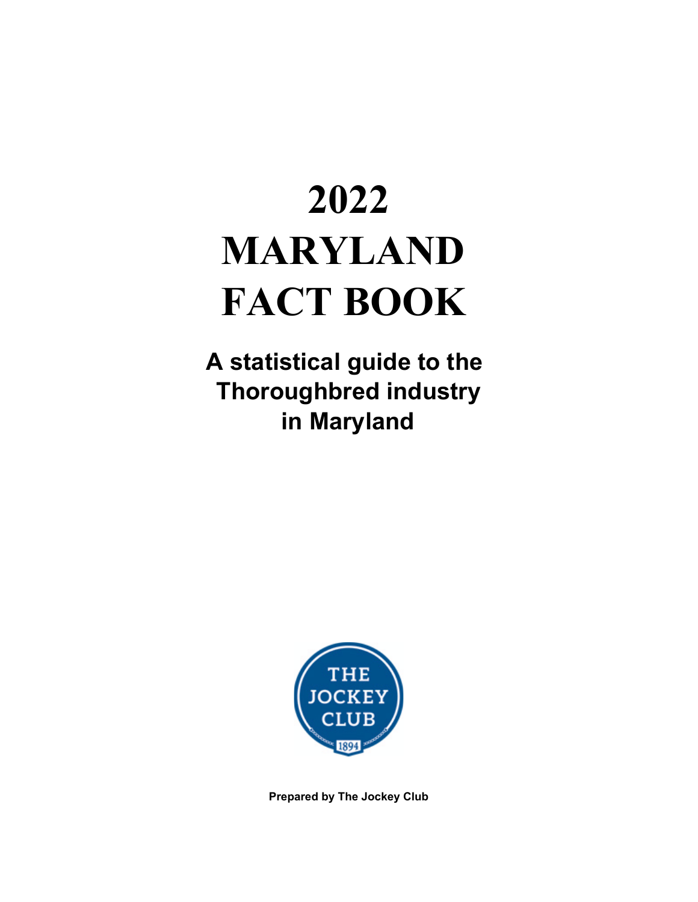# 2022 MARYLAND FACT BOOK

**A statistical guide to the Thoroughbred industry in Maryland**

**Prepared by The Jockey Club**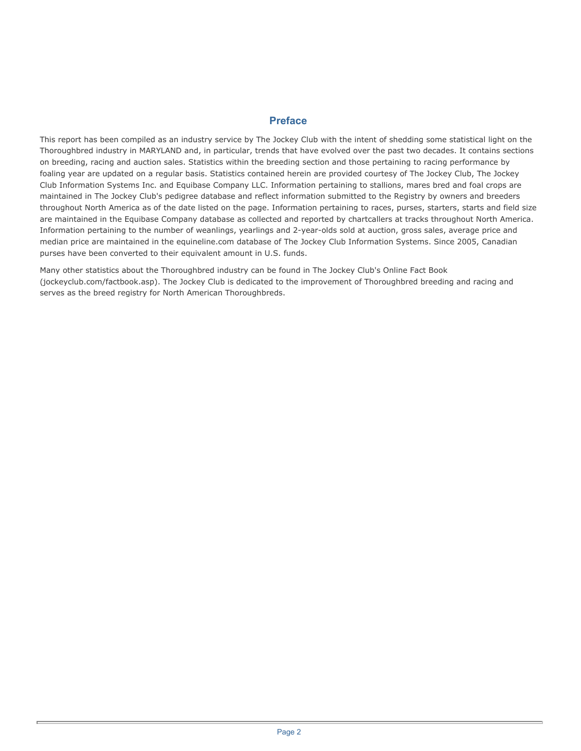## Preface

This report has been compiled as an industry service by The Jockey Club with the intent of shedding some statistical light on the Thoroughbred industry in MARYLAND and, in particular, trends that have evolved over the past two decades. It contains sections on breeding, racing and auction sales. Statistics within the breeding section and those pertaining to racing performance by foaling year are updated on a regular basis. Statistics contained herein are provided courtesy of The Jockey Club, The Jockey Club Information Systems Inc. and Equibase Company LLC. Information pertaining to stallions, mares bred and foal crops are maintained in The Jockey Club's pedigree database and reflect information submitted to the Registry by owners and breeders throughout North America as of the date listed on the page. Information pertaining to races, purses, starters, starts and field size are maintained in the Equibase Company database as collected and reported by chartcallers at tracks throughout North America. Information pertaining to the number of weanlings, yearlings and 2-year-olds sold at auction, gross sales, average price and median price are maintained in the equineline.com database of The Jockey Club Information Systems. Since 2005, Canadian purses have been converted to their equivalent amount in U.S. funds.

Many other statistics about the Thoroughbred industry can be found in The Jockey Club's Online Fact Book (jockeyclub.com/factbook.asp). The Jockey Club is dedicated to the improvement of Thoroughbred breeding and racing and serves as the breed registry for North American Thoroughbreds.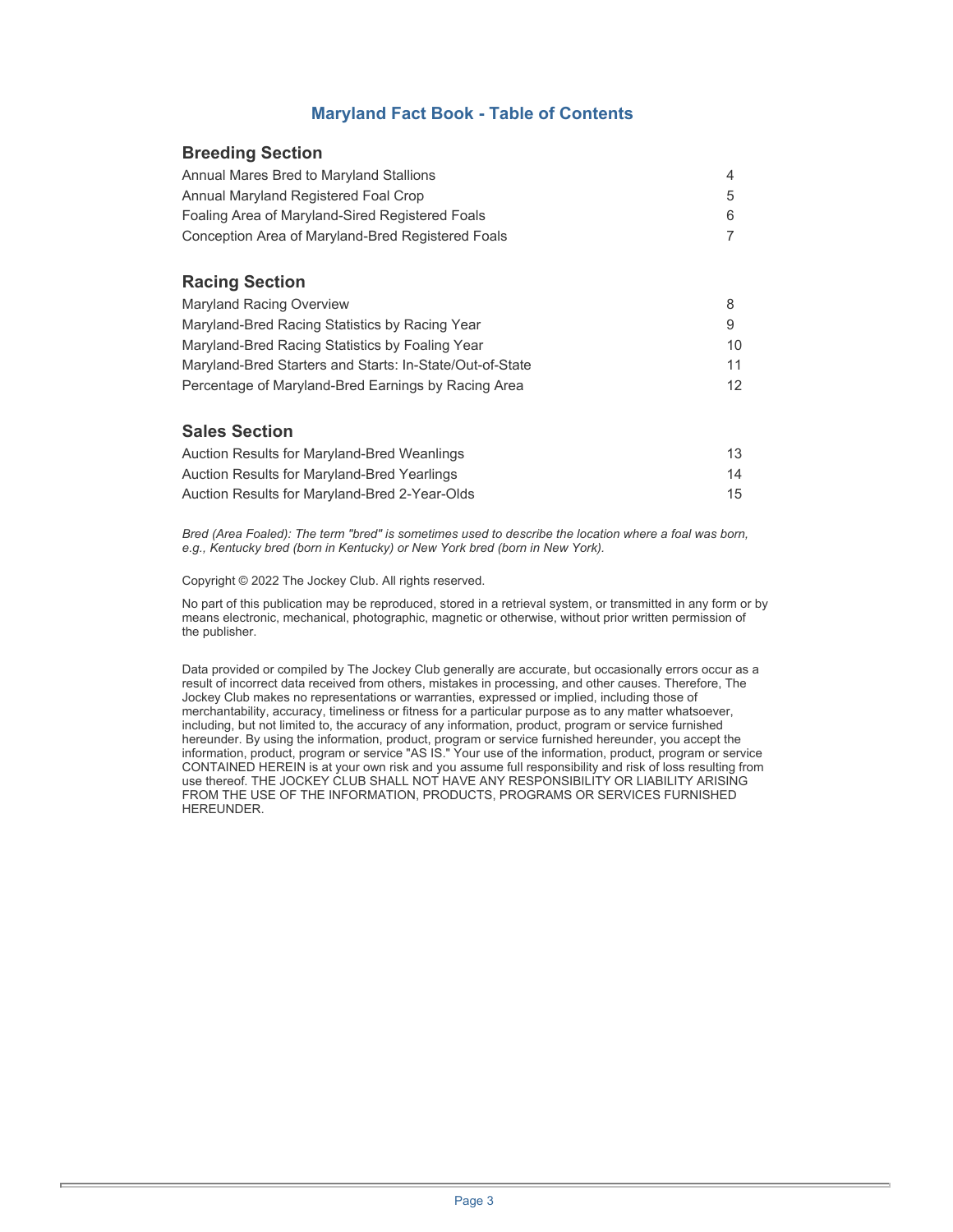# Maryland Fact Book - Table of Contents

## Breeding Section

| | |
|---|---|
| Annual Mares Bred to Maryland Stallions | 4 |
| Annual Maryland Registered Foal Crop | 5 |
| Foaling Area of Maryland-Sired Registered Foals | 6 |
| Conception Area of Maryland-Bred Registered Foals | 7 |

## Racing Section

| | |
|---|---|
| Maryland Racing Overview | 8 |
| Maryland-Bred Racing Statistics by Racing Year | 9 |
| Maryland-Bred Racing Statistics by Foaling Year | 10 |
| Maryland-Bred Starters and Starts: In-State/Out-of-State | 11 |
| Percentage of Maryland-Bred Earnings by Racing Area | 12 |

## Sales Section

| | |
|---|---|
| Auction Results for Maryland-Bred Weanlings | 13 |
| Auction Results for Maryland-Bred Yearlings | 14 |
| Auction Results for Maryland-Bred 2-Year-Olds | 15 |

*Bred (Area Foaled): The term "bred" is sometimes used to describe the location where a foal was born, e.g., Kentucky bred (born in Kentucky) or New York bred (born in New York).*

Copyright © 2022 The Jockey Club. All rights reserved.

No part of this publication may be reproduced, stored in a retrieval system, or transmitted in any form or by means electronic, mechanical, photographic, magnetic or otherwise, without prior written permission of the publisher.

Data provided or compiled by The Jockey Club generally are accurate, but occasionally errors occur as a result of incorrect data received from others, mistakes in processing, and other causes. Therefore, The Jockey Club makes no representations or warranties, expressed or implied, including those of merchantability, accuracy, timeliness or fitness for a particular purpose as to any matter whatsoever, including, but not limited to, the accuracy of any information, product, program or service furnished hereunder. By using the information, product, program or service furnished hereunder, you accept the information, product, program or service "AS IS." Your use of the information, product, program or service CONTAINED HEREIN is at your own risk and you assume full responsibility and risk of loss resulting from use thereof. THE JOCKEY CLUB SHALL NOT HAVE ANY RESPONSIBILITY OR LIABILITY ARISING FROM THE USE OF THE INFORMATION, PRODUCTS, PROGRAMS OR SERVICES FURNISHED HEREUNDER.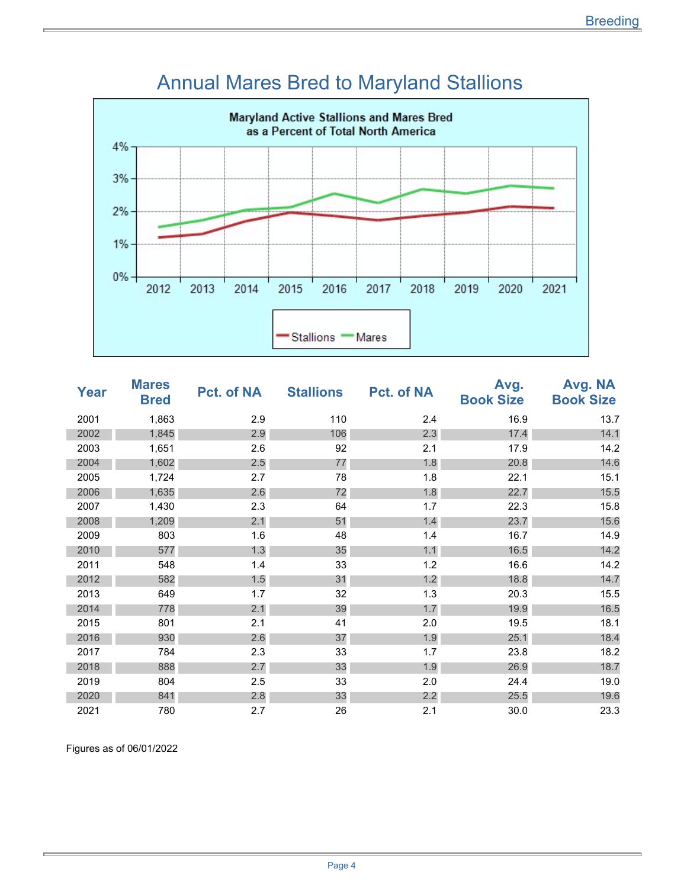# Annual Mares Bred to Maryland Stallions

**Maryland Active Stallions and Mares Bred as a Percent of Total North America**

| Year | Mares Bred | Pct. of NA | Stallions | Pct. of NA | Avg. Book Size | Avg. NA Book Size |
|---|---|---|---|---|---|---|
| 2001 | 1,863 | 2.9 | 110 | 2.4 | 16.9 | 13.7 |
| 2002 | 1,845 | 2.9 | 106 | 2.3 | 17.4 | 14.1 |
| 2003 | 1,651 | 2.6 | 92 | 2.1 | 17.9 | 14.2 |
| 2004 | 1,602 | 2.5 | 77 | 1.8 | 20.8 | 14.6 |
| 2005 | 1,724 | 2.7 | 78 | 1.8 | 22.1 | 15.1 |
| 2006 | 1,635 | 2.6 | 72 | 1.8 | 22.7 | 15.5 |
| 2007 | 1,430 | 2.3 | 64 | 1.7 | 22.3 | 15.8 |
| 2008 | 1,209 | 2.1 | 51 | 1.4 | 23.7 | 15.6 |
| 2009 | 803 | 1.6 | 48 | 1.4 | 16.7 | 14.9 |
| 2010 | 577 | 1.3 | 35 | 1.1 | 16.5 | 14.2 |
| 2011 | 548 | 1.4 | 33 | 1.2 | 16.6 | 14.2 |
| 2012 | 582 | 1.5 | 31 | 1.2 | 18.8 | 14.7 |
| 2013 | 649 | 1.7 | 32 | 1.3 | 20.3 | 15.5 |
| 2014 | 778 | 2.1 | 39 | 1.7 | 19.9 | 16.5 |
| 2015 | 801 | 2.1 | 41 | 2.0 | 19.5 | 18.1 |
| 2016 | 930 | 2.6 | 37 | 1.9 | 25.1 | 18.4 |
| 2017 | 784 | 2.3 | 33 | 1.7 | 23.8 | 18.2 |
| 2018 | 888 | 2.7 | 33 | 1.9 | 26.9 | 18.7 |
| 2019 | 804 | 2.5 | 33 | 2.0 | 24.4 | 19.0 |
| 2020 | 841 | 2.8 | 33 | 2.2 | 25.5 | 19.6 |
| 2021 | 780 | 2.7 | 26 | 2.1 | 30.0 | 23.3 |

Figures as of 06/01/2022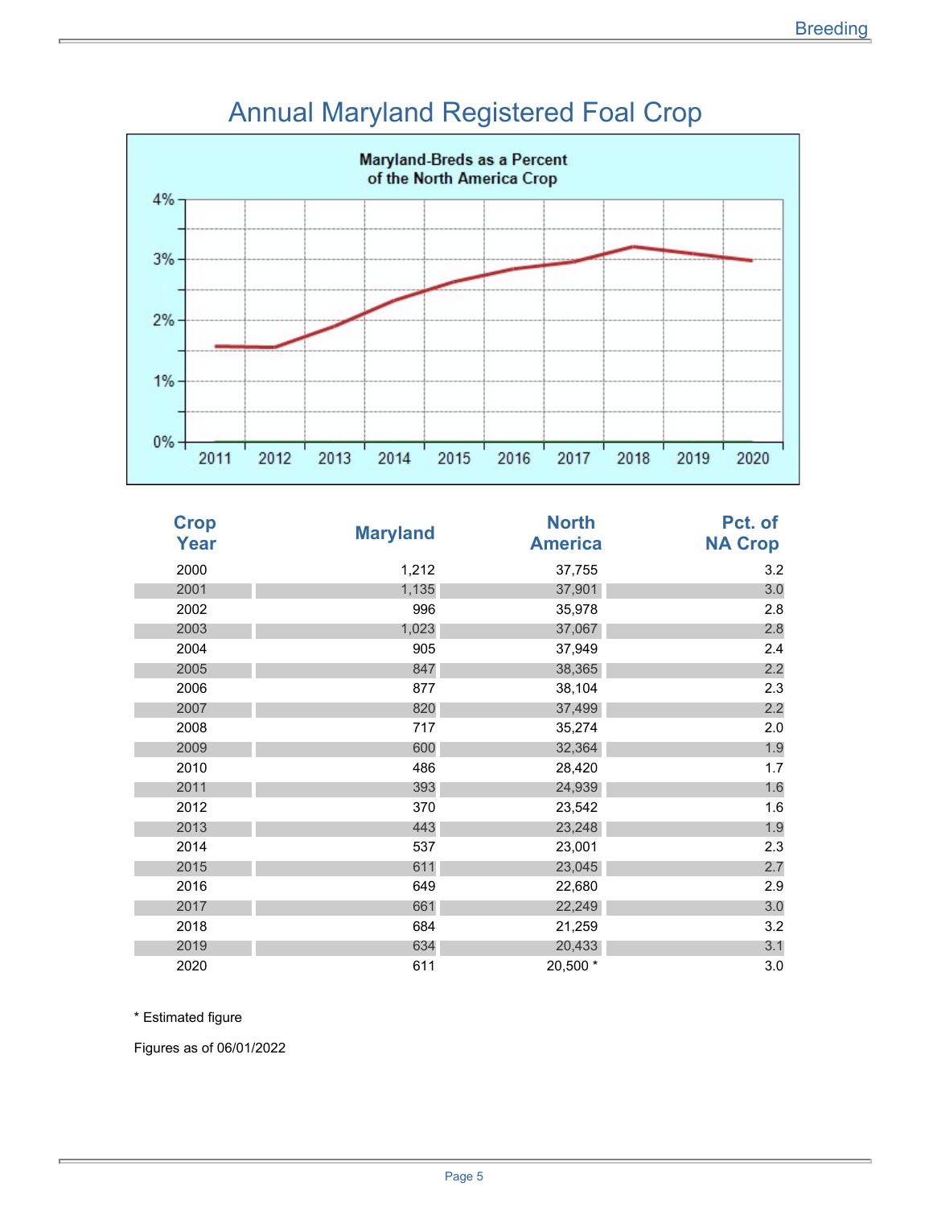# Annual Maryland Registered Foal Crop

Maryland-Breds as a Percent of the North America Crop

| Crop Year | Maryland | North America | Pct. of NA Crop |
|---|---|---|---|
| 2000 | 1,212 | 37,755 | 3.2 |
| 2001 | 1,135 | 37,901 | 3.0 |
| 2002 | 996 | 35,978 | 2.8 |
| 2003 | 1,023 | 37,067 | 2.8 |
| 2004 | 905 | 37,949 | 2.4 |
| 2005 | 847 | 38,365 | 2.2 |
| 2006 | 877 | 38,104 | 2.3 |
| 2007 | 820 | 37,499 | 2.2 |
| 2008 | 717 | 35,274 | 2.0 |
| 2009 | 600 | 32,364 | 1.9 |
| 2010 | 486 | 28,420 | 1.7 |
| 2011 | 393 | 24,939 | 1.6 |
| 2012 | 370 | 23,542 | 1.6 |
| 2013 | 443 | 23,248 | 1.9 |
| 2014 | 537 | 23,001 | 2.3 |
| 2015 | 611 | 23,045 | 2.7 |
| 2016 | 649 | 22,680 | 2.9 |
| 2017 | 661 | 22,249 | 3.0 |
| 2018 | 684 | 21,259 | 3.2 |
| 2019 | 634 | 20,433 | 3.1 |
| 2020 | 611 | 20,500 * | 3.0 |

* Estimated figure

Figures as of 06/01/2022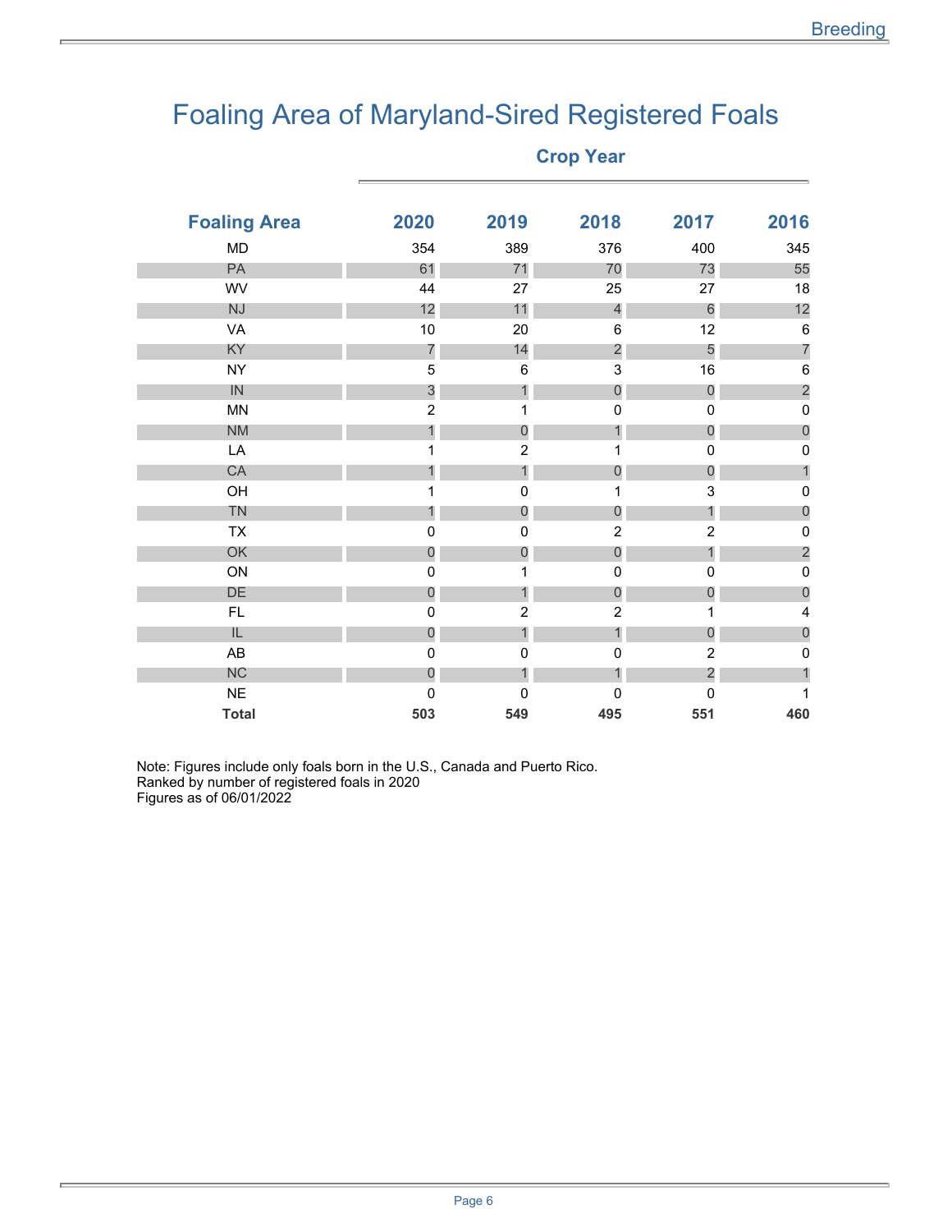# Foaling Area of Maryland-Sired Registered Foals

| Foaling Area | 2020 | 2019 | 2018 | 2017 | 2016 |
|---|---|---|---|---|---|
| | Crop Year | | | | |
| MD | 354 | 389 | 376 | 400 | 345 |
| PA | 61 | 71 | 70 | 73 | 55 |
| WV | 44 | 27 | 25 | 27 | 18 |
| NJ | 12 | 11 | 4 | 6 | 12 |
| VA | 10 | 20 | 6 | 12 | 6 |
| KY | 7 | 14 | 2 | 5 | 7 |
| NY | 5 | 6 | 3 | 16 | 6 |
| IN | 3 | 1 | 0 | 0 | 2 |
| MN | 2 | 1 | 0 | 0 | 0 |
| NM | 1 | 0 | 1 | 0 | 0 |
| LA | 1 | 2 | 1 | 0 | 0 |
| CA | 1 | 1 | 0 | 0 | 1 |
| OH | 1 | 0 | 1 | 3 | 0 |
| TN | 1 | 0 | 0 | 1 | 0 |
| TX | 0 | 0 | 2 | 2 | 0 |
| OK | 0 | 0 | 0 | 1 | 2 |
| ON | 0 | 1 | 0 | 0 | 0 |
| DE | 0 | 1 | 0 | 0 | 0 |
| FL | 0 | 2 | 2 | 1 | 4 |
| IL | 0 | 1 | 1 | 0 | 0 |
| AB | 0 | 0 | 0 | 2 | 0 |
| NC | 0 | 1 | 1 | 2 | 1 |
| NE | 0 | 0 | 0 | 0 | 1 |
| **Total** | **503** | **549** | **495** | **551** | **460** |

Note: Figures include only foals born in the U.S., Canada and Puerto Rico.
Ranked by number of registered foals in 2020
Figures as of 06/01/2022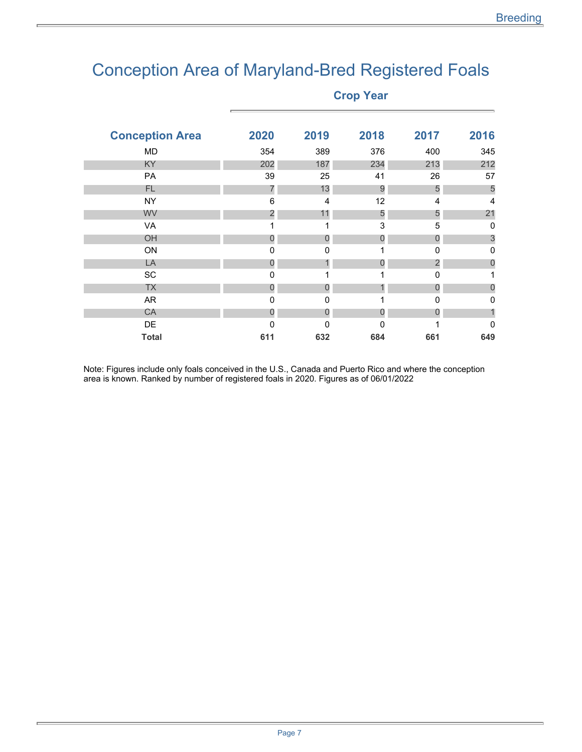# Conception Area of Maryland-Bred Registered Foals

| Conception Area | Crop Year 2020 | 2019 | 2018 | 2017 | 2016 |
|---|---|---|---|---|---|
| MD | 354 | 389 | 376 | 400 | 345 |
| KY | 202 | 187 | 234 | 213 | 212 |
| PA | 39 | 25 | 41 | 26 | 57 |
| FL | 7 | 13 | 9 | 5 | 5 |
| NY | 6 | 4 | 12 | 4 | 4 |
| WV | 2 | 11 | 5 | 5 | 21 |
| VA | 1 | 1 | 3 | 5 | 0 |
| OH | 0 | 0 | 0 | 0 | 3 |
| ON | 0 | 0 | 1 | 0 | 0 |
| LA | 0 | 1 | 0 | 2 | 0 |
| SC | 0 | 1 | 1 | 0 | 1 |
| TX | 0 | 0 | 1 | 0 | 0 |
| AR | 0 | 0 | 1 | 0 | 0 |
| CA | 0 | 0 | 0 | 0 | 1 |
| DE | 0 | 0 | 0 | 1 | 0 |
| **Total** | **611** | **632** | **684** | **661** | **649** |

Note: Figures include only foals conceived in the U.S., Canada and Puerto Rico and where the conception area is known. Ranked by number of registered foals in 2020. Figures as of 06/01/2022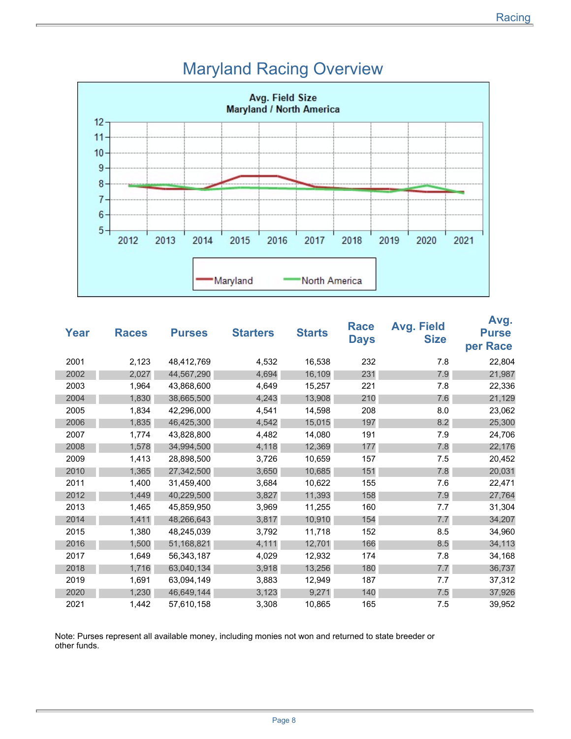# Maryland Racing Overview

| Year | Races | Purses | Starters | Starts | Race Days | Avg. Field Size | Avg. Purse per Race |
|---|---|---|---|---|---|---|---|
| 2001 | 2,123 | 48,412,769 | 4,532 | 16,538 | 232 | 7.8 | 22,804 |
| 2002 | 2,027 | 44,567,290 | 4,694 | 16,109 | 231 | 7.9 | 21,987 |
| 2003 | 1,964 | 43,868,600 | 4,649 | 15,257 | 221 | 7.8 | 22,336 |
| 2004 | 1,830 | 38,665,500 | 4,243 | 13,908 | 210 | 7.6 | 21,129 |
| 2005 | 1,834 | 42,296,000 | 4,541 | 14,598 | 208 | 8.0 | 23,062 |
| 2006 | 1,835 | 46,425,300 | 4,542 | 15,015 | 197 | 8.2 | 25,300 |
| 2007 | 1,774 | 43,828,800 | 4,482 | 14,080 | 191 | 7.9 | 24,706 |
| 2008 | 1,578 | 34,994,500 | 4,118 | 12,369 | 177 | 7.8 | 22,176 |
| 2009 | 1,413 | 28,898,500 | 3,726 | 10,659 | 157 | 7.5 | 20,452 |
| 2010 | 1,365 | 27,342,500 | 3,650 | 10,685 | 151 | 7.8 | 20,031 |
| 2011 | 1,400 | 31,459,400 | 3,684 | 10,622 | 155 | 7.6 | 22,471 |
| 2012 | 1,449 | 40,229,500 | 3,827 | 11,393 | 158 | 7.9 | 27,764 |
| 2013 | 1,465 | 45,859,950 | 3,969 | 11,255 | 160 | 7.7 | 31,304 |
| 2014 | 1,411 | 48,266,643 | 3,817 | 10,910 | 154 | 7.7 | 34,207 |
| 2015 | 1,380 | 48,245,039 | 3,792 | 11,718 | 152 | 8.5 | 34,960 |
| 2016 | 1,500 | 51,168,821 | 4,111 | 12,701 | 166 | 8.5 | 34,113 |
| 2017 | 1,649 | 56,343,187 | 4,029 | 12,932 | 174 | 7.8 | 34,168 |
| 2018 | 1,716 | 63,040,134 | 3,918 | 13,256 | 180 | 7.7 | 36,737 |
| 2019 | 1,691 | 63,094,149 | 3,883 | 12,949 | 187 | 7.7 | 37,312 |
| 2020 | 1,230 | 46,649,144 | 3,123 | 9,271 | 140 | 7.5 | 37,926 |
| 2021 | 1,442 | 57,610,158 | 3,308 | 10,865 | 165 | 7.5 | 39,952 |

Note: Purses represent all available money, including monies not won and returned to state breeder or other funds.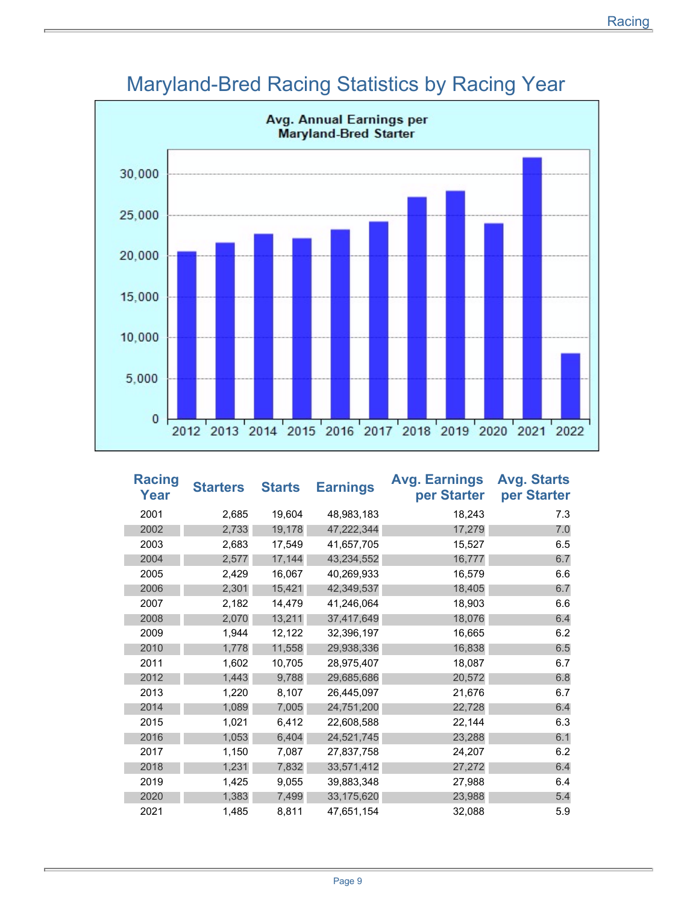# Maryland-Bred Racing Statistics by Racing Year

**Avg. Annual Earnings per Maryland-Bred Starter**

| Racing Year | Starters | Starts | Earnings | Avg. Earnings per Starter | Avg. Starts per Starter |
|---|---|---|---|---|---|
| 2001 | 2,685 | 19,604 | 48,983,183 | 18,243 | 7.3 |
| 2002 | 2,733 | 19,178 | 47,222,344 | 17,279 | 7.0 |
| 2003 | 2,683 | 17,549 | 41,657,705 | 15,527 | 6.5 |
| 2004 | 2,577 | 17,144 | 43,234,552 | 16,777 | 6.7 |
| 2005 | 2,429 | 16,067 | 40,269,933 | 16,579 | 6.6 |
| 2006 | 2,301 | 15,421 | 42,349,537 | 18,405 | 6.7 |
| 2007 | 2,182 | 14,479 | 41,246,064 | 18,903 | 6.6 |
| 2008 | 2,070 | 13,211 | 37,417,649 | 18,076 | 6.4 |
| 2009 | 1,944 | 12,122 | 32,396,197 | 16,665 | 6.2 |
| 2010 | 1,778 | 11,558 | 29,938,336 | 16,838 | 6.5 |
| 2011 | 1,602 | 10,705 | 28,975,407 | 18,087 | 6.7 |
| 2012 | 1,443 | 9,788 | 29,685,686 | 20,572 | 6.8 |
| 2013 | 1,220 | 8,107 | 26,445,097 | 21,676 | 6.7 |
| 2014 | 1,089 | 7,005 | 24,751,200 | 22,728 | 6.4 |
| 2015 | 1,021 | 6,412 | 22,608,588 | 22,144 | 6.3 |
| 2016 | 1,053 | 6,404 | 24,521,745 | 23,288 | 6.1 |
| 2017 | 1,150 | 7,087 | 27,837,758 | 24,207 | 6.2 |
| 2018 | 1,231 | 7,832 | 33,571,412 | 27,272 | 6.4 |
| 2019 | 1,425 | 9,055 | 39,883,348 | 27,988 | 6.4 |
| 2020 | 1,383 | 7,499 | 33,175,620 | 23,988 | 5.4 |
| 2021 | 1,485 | 8,811 | 47,651,154 | 32,088 | 5.9 |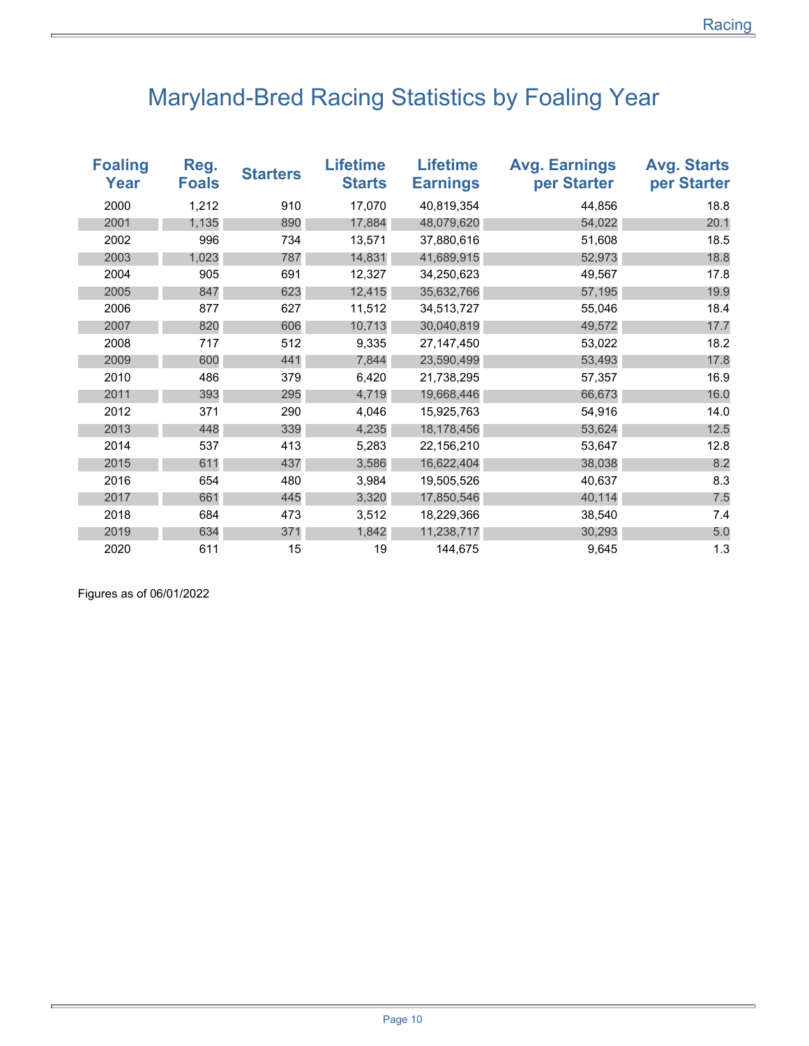# Maryland-Bred Racing Statistics by Foaling Year

| Foaling Year | Reg. Foals | Starters | Lifetime Starts | Lifetime Earnings | Avg. Earnings per Starter | Avg. Starts per Starter |
|---|---|---|---|---|---|---|
| 2000 | 1,212 | 910 | 17,070 | 40,819,354 | 44,856 | 18.8 |
| 2001 | 1,135 | 890 | 17,884 | 48,079,620 | 54,022 | 20.1 |
| 2002 | 996 | 734 | 13,571 | 37,880,616 | 51,608 | 18.5 |
| 2003 | 1,023 | 787 | 14,831 | 41,689,915 | 52,973 | 18.8 |
| 2004 | 905 | 691 | 12,327 | 34,250,623 | 49,567 | 17.8 |
| 2005 | 847 | 623 | 12,415 | 35,632,766 | 57,195 | 19.9 |
| 2006 | 877 | 627 | 11,512 | 34,513,727 | 55,046 | 18.4 |
| 2007 | 820 | 606 | 10,713 | 30,040,819 | 49,572 | 17.7 |
| 2008 | 717 | 512 | 9,335 | 27,147,450 | 53,022 | 18.2 |
| 2009 | 600 | 441 | 7,844 | 23,590,499 | 53,493 | 17.8 |
| 2010 | 486 | 379 | 6,420 | 21,738,295 | 57,357 | 16.9 |
| 2011 | 393 | 295 | 4,719 | 19,668,446 | 66,673 | 16.0 |
| 2012 | 371 | 290 | 4,046 | 15,925,763 | 54,916 | 14.0 |
| 2013 | 448 | 339 | 4,235 | 18,178,456 | 53,624 | 12.5 |
| 2014 | 537 | 413 | 5,283 | 22,156,210 | 53,647 | 12.8 |
| 2015 | 611 | 437 | 3,586 | 16,622,404 | 38,038 | 8.2 |
| 2016 | 654 | 480 | 3,984 | 19,505,526 | 40,637 | 8.3 |
| 2017 | 661 | 445 | 3,320 | 17,850,546 | 40,114 | 7.5 |
| 2018 | 684 | 473 | 3,512 | 18,229,366 | 38,540 | 7.4 |
| 2019 | 634 | 371 | 1,842 | 11,238,717 | 30,293 | 5.0 |
| 2020 | 611 | 15 | 19 | 144,675 | 9,645 | 1.3 |

Figures as of 06/01/2022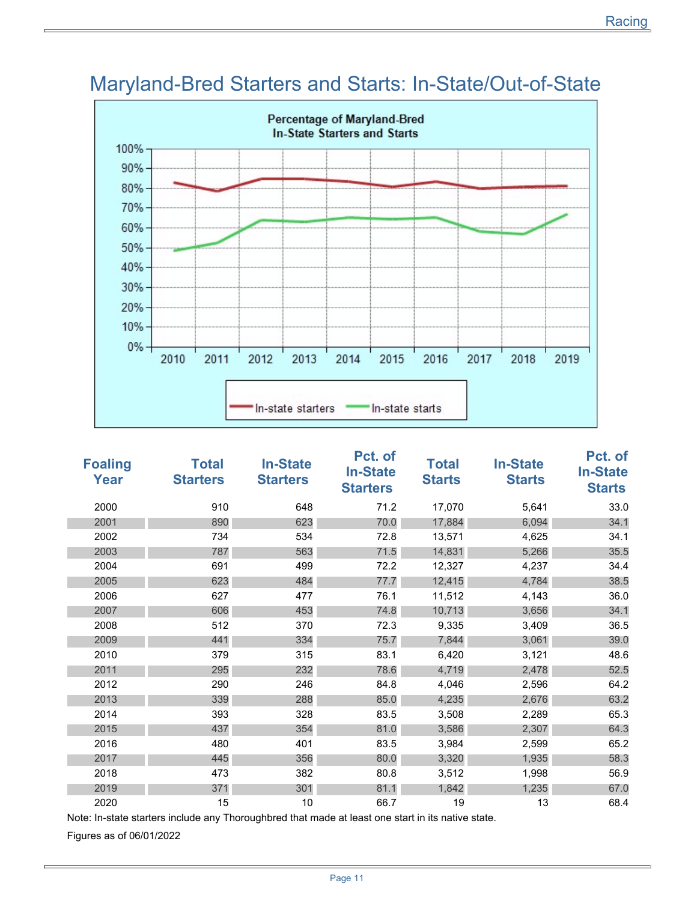# Maryland-Bred Starters and Starts: In-State/Out-of-State

Percentage of Maryland-Bred In-State Starters and Starts

| Foaling Year | Total Starters | In-State Starters | Pct. of In-State Starters | Total Starts | In-State Starts | Pct. of In-State Starts |
|---|---|---|---|---|---|---|
| 2000 | 910 | 648 | 71.2 | 17,070 | 5,641 | 33.0 |
| 2001 | 890 | 623 | 70.0 | 17,884 | 6,094 | 34.1 |
| 2002 | 734 | 534 | 72.8 | 13,571 | 4,625 | 34.1 |
| 2003 | 787 | 563 | 71.5 | 14,831 | 5,266 | 35.5 |
| 2004 | 691 | 499 | 72.2 | 12,327 | 4,237 | 34.4 |
| 2005 | 623 | 484 | 77.7 | 12,415 | 4,784 | 38.5 |
| 2006 | 627 | 477 | 76.1 | 11,512 | 4,143 | 36.0 |
| 2007 | 606 | 453 | 74.8 | 10,713 | 3,656 | 34.1 |
| 2008 | 512 | 370 | 72.3 | 9,335 | 3,409 | 36.5 |
| 2009 | 441 | 334 | 75.7 | 7,844 | 3,061 | 39.0 |
| 2010 | 379 | 315 | 83.1 | 6,420 | 3,121 | 48.6 |
| 2011 | 295 | 232 | 78.6 | 4,719 | 2,478 | 52.5 |
| 2012 | 290 | 246 | 84.8 | 4,046 | 2,596 | 64.2 |
| 2013 | 339 | 288 | 85.0 | 4,235 | 2,676 | 63.2 |
| 2014 | 393 | 328 | 83.5 | 3,508 | 2,289 | 65.3 |
| 2015 | 437 | 354 | 81.0 | 3,586 | 2,307 | 64.3 |
| 2016 | 480 | 401 | 83.5 | 3,984 | 2,599 | 65.2 |
| 2017 | 445 | 356 | 80.0 | 3,320 | 1,935 | 58.3 |
| 2018 | 473 | 382 | 80.8 | 3,512 | 1,998 | 56.9 |
| 2019 | 371 | 301 | 81.1 | 1,842 | 1,235 | 67.0 |
| 2020 | 15 | 10 | 66.7 | 19 | 13 | 68.4 |

Note: In-state starters include any Thoroughbred that made at least one start in its native state.

Figures as of 06/01/2022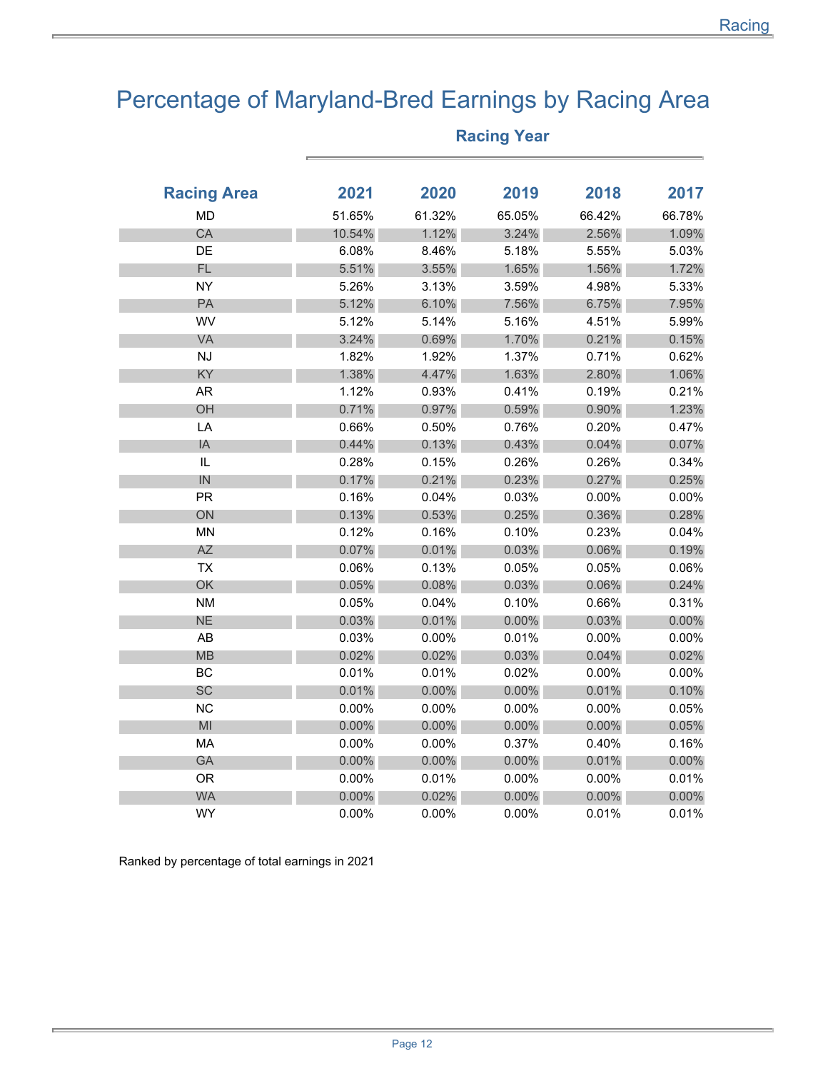# Percentage of Maryland-Bred Earnings by Racing Area

| Racing Area | Racing Year | | | | |
|---|---|---|---|---|---|
| | 2021 | 2020 | 2019 | 2018 | 2017 |
| MD | 51.65% | 61.32% | 65.05% | 66.42% | 66.78% |
| CA | 10.54% | 1.12% | 3.24% | 2.56% | 1.09% |
| DE | 6.08% | 8.46% | 5.18% | 5.55% | 5.03% |
| FL | 5.51% | 3.55% | 1.65% | 1.56% | 1.72% |
| NY | 5.26% | 3.13% | 3.59% | 4.98% | 5.33% |
| PA | 5.12% | 6.10% | 7.56% | 6.75% | 7.95% |
| WV | 5.12% | 5.14% | 5.16% | 4.51% | 5.99% |
| VA | 3.24% | 0.69% | 1.70% | 0.21% | 0.15% |
| NJ | 1.82% | 1.92% | 1.37% | 0.71% | 0.62% |
| KY | 1.38% | 4.47% | 1.63% | 2.80% | 1.06% |
| AR | 1.12% | 0.93% | 0.41% | 0.19% | 0.21% |
| OH | 0.71% | 0.97% | 0.59% | 0.90% | 1.23% |
| LA | 0.66% | 0.50% | 0.76% | 0.20% | 0.47% |
| IA | 0.44% | 0.13% | 0.43% | 0.04% | 0.07% |
| IL | 0.28% | 0.15% | 0.26% | 0.26% | 0.34% |
| IN | 0.17% | 0.21% | 0.23% | 0.27% | 0.25% |
| PR | 0.16% | 0.04% | 0.03% | 0.00% | 0.00% |
| ON | 0.13% | 0.53% | 0.25% | 0.36% | 0.28% |
| MN | 0.12% | 0.16% | 0.10% | 0.23% | 0.04% |
| AZ | 0.07% | 0.01% | 0.03% | 0.06% | 0.19% |
| TX | 0.06% | 0.13% | 0.05% | 0.05% | 0.06% |
| OK | 0.05% | 0.08% | 0.03% | 0.06% | 0.24% |
| NM | 0.05% | 0.04% | 0.10% | 0.66% | 0.31% |
| NE | 0.03% | 0.01% | 0.00% | 0.03% | 0.00% |
| AB | 0.03% | 0.00% | 0.01% | 0.00% | 0.00% |
| MB | 0.02% | 0.02% | 0.03% | 0.04% | 0.02% |
| BC | 0.01% | 0.01% | 0.02% | 0.00% | 0.00% |
| SC | 0.01% | 0.00% | 0.00% | 0.01% | 0.10% |
| NC | 0.00% | 0.00% | 0.00% | 0.00% | 0.05% |
| MI | 0.00% | 0.00% | 0.00% | 0.00% | 0.05% |
| MA | 0.00% | 0.00% | 0.37% | 0.40% | 0.16% |
| GA | 0.00% | 0.00% | 0.00% | 0.01% | 0.00% |
| OR | 0.00% | 0.01% | 0.00% | 0.00% | 0.01% |
| WA | 0.00% | 0.02% | 0.00% | 0.00% | 0.00% |
| WY | 0.00% | 0.00% | 0.00% | 0.01% | 0.01% |

Ranked by percentage of total earnings in 2021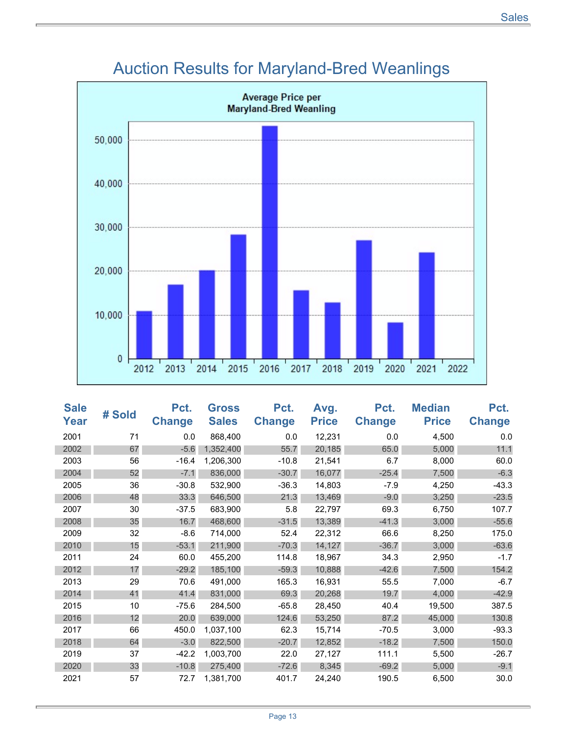# Auction Results for Maryland-Bred Weanlings

**Average Price per Maryland-Bred Weanling**

| Sale Year | # Sold | Pct. Change | Gross Sales | Pct. Change | Avg. Price | Pct. Change | Median Price | Pct. Change |
|---|---|---|---|---|---|---|---|---|
| 2001 | 71 | 0.0 | 868,400 | 0.0 | 12,231 | 0.0 | 4,500 | 0.0 |
| 2002 | 67 | -5.6 | 1,352,400 | 55.7 | 20,185 | 65.0 | 5,000 | 11.1 |
| 2003 | 56 | -16.4 | 1,206,300 | -10.8 | 21,541 | 6.7 | 8,000 | 60.0 |
| 2004 | 52 | -7.1 | 836,000 | -30.7 | 16,077 | -25.4 | 7,500 | -6.3 |
| 2005 | 36 | -30.8 | 532,900 | -36.3 | 14,803 | -7.9 | 4,250 | -43.3 |
| 2006 | 48 | 33.3 | 646,500 | 21.3 | 13,469 | -9.0 | 3,250 | -23.5 |
| 2007 | 30 | -37.5 | 683,900 | 5.8 | 22,797 | 69.3 | 6,750 | 107.7 |
| 2008 | 35 | 16.7 | 468,600 | -31.5 | 13,389 | -41.3 | 3,000 | -55.6 |
| 2009 | 32 | -8.6 | 714,000 | 52.4 | 22,312 | 66.6 | 8,250 | 175.0 |
| 2010 | 15 | -53.1 | 211,900 | -70.3 | 14,127 | -36.7 | 3,000 | -63.6 |
| 2011 | 24 | 60.0 | 455,200 | 114.8 | 18,967 | 34.3 | 2,950 | -1.7 |
| 2012 | 17 | -29.2 | 185,100 | -59.3 | 10,888 | -42.6 | 7,500 | 154.2 |
| 2013 | 29 | 70.6 | 491,000 | 165.3 | 16,931 | 55.5 | 7,000 | -6.7 |
| 2014 | 41 | 41.4 | 831,000 | 69.3 | 20,268 | 19.7 | 4,000 | -42.9 |
| 2015 | 10 | -75.6 | 284,500 | -65.8 | 28,450 | 40.4 | 19,500 | 387.5 |
| 2016 | 12 | 20.0 | 639,000 | 124.6 | 53,250 | 87.2 | 45,000 | 130.8 |
| 2017 | 66 | 450.0 | 1,037,100 | 62.3 | 15,714 | -70.5 | 3,000 | -93.3 |
| 2018 | 64 | -3.0 | 822,500 | -20.7 | 12,852 | -18.2 | 7,500 | 150.0 |
| 2019 | 37 | -42.2 | 1,003,700 | 22.0 | 27,127 | 111.1 | 5,500 | -26.7 |
| 2020 | 33 | -10.8 | 275,400 | -72.6 | 8,345 | -69.2 | 5,000 | -9.1 |
| 2021 | 57 | 72.7 | 1,381,700 | 401.7 | 24,240 | 190.5 | 6,500 | 30.0 |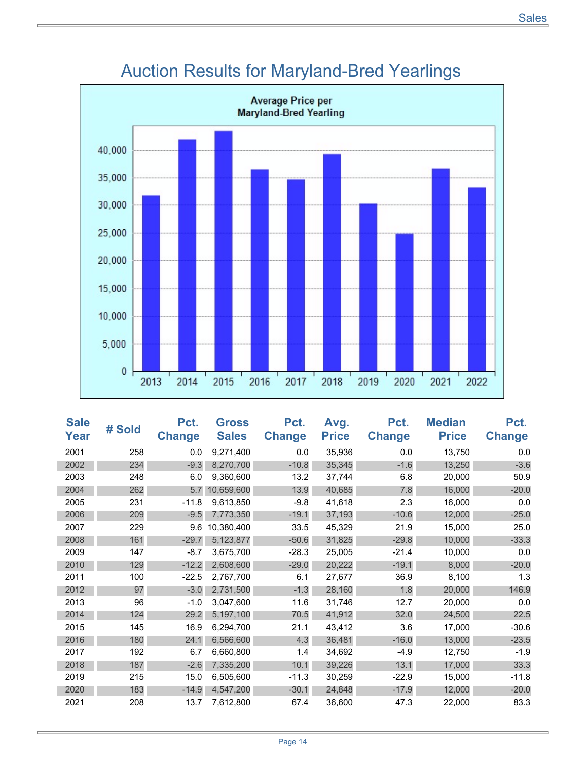# Auction Results for Maryland-Bred Yearlings

**Average Price per Maryland-Bred Yearling**

| Sale Year | # Sold | Pct. Change | Gross Sales | Pct. Change | Avg. Price | Pct. Change | Median Price | Pct. Change |
|---|---|---|---|---|---|---|---|---|
| 2001 | 258 | 0.0 | 9,271,400 | 0.0 | 35,936 | 0.0 | 13,750 | 0.0 |
| 2002 | 234 | -9.3 | 8,270,700 | -10.8 | 35,345 | -1.6 | 13,250 | -3.6 |
| 2003 | 248 | 6.0 | 9,360,600 | 13.2 | 37,744 | 6.8 | 20,000 | 50.9 |
| 2004 | 262 | 5.7 | 10,659,600 | 13.9 | 40,685 | 7.8 | 16,000 | -20.0 |
| 2005 | 231 | -11.8 | 9,613,850 | -9.8 | 41,618 | 2.3 | 16,000 | 0.0 |
| 2006 | 209 | -9.5 | 7,773,350 | -19.1 | 37,193 | -10.6 | 12,000 | -25.0 |
| 2007 | 229 | 9.6 | 10,380,400 | 33.5 | 45,329 | 21.9 | 15,000 | 25.0 |
| 2008 | 161 | -29.7 | 5,123,877 | -50.6 | 31,825 | -29.8 | 10,000 | -33.3 |
| 2009 | 147 | -8.7 | 3,675,700 | -28.3 | 25,005 | -21.4 | 10,000 | 0.0 |
| 2010 | 129 | -12.2 | 2,608,600 | -29.0 | 20,222 | -19.1 | 8,000 | -20.0 |
| 2011 | 100 | -22.5 | 2,767,700 | 6.1 | 27,677 | 36.9 | 8,100 | 1.3 |
| 2012 | 97 | -3.0 | 2,731,500 | -1.3 | 28,160 | 1.8 | 20,000 | 146.9 |
| 2013 | 96 | -1.0 | 3,047,600 | 11.6 | 31,746 | 12.7 | 20,000 | 0.0 |
| 2014 | 124 | 29.2 | 5,197,100 | 70.5 | 41,912 | 32.0 | 24,500 | 22.5 |
| 2015 | 145 | 16.9 | 6,294,700 | 21.1 | 43,412 | 3.6 | 17,000 | -30.6 |
| 2016 | 180 | 24.1 | 6,566,600 | 4.3 | 36,481 | -16.0 | 13,000 | -23.5 |
| 2017 | 192 | 6.7 | 6,660,800 | 1.4 | 34,692 | -4.9 | 12,750 | -1.9 |
| 2018 | 187 | -2.6 | 7,335,200 | 10.1 | 39,226 | 13.1 | 17,000 | 33.3 |
| 2019 | 215 | 15.0 | 6,505,600 | -11.3 | 30,259 | -22.9 | 15,000 | -11.8 |
| 2020 | 183 | -14.9 | 4,547,200 | -30.1 | 24,848 | -17.9 | 12,000 | -20.0 |
| 2021 | 208 | 13.7 | 7,612,800 | 67.4 | 36,600 | 47.3 | 22,000 | 83.3 |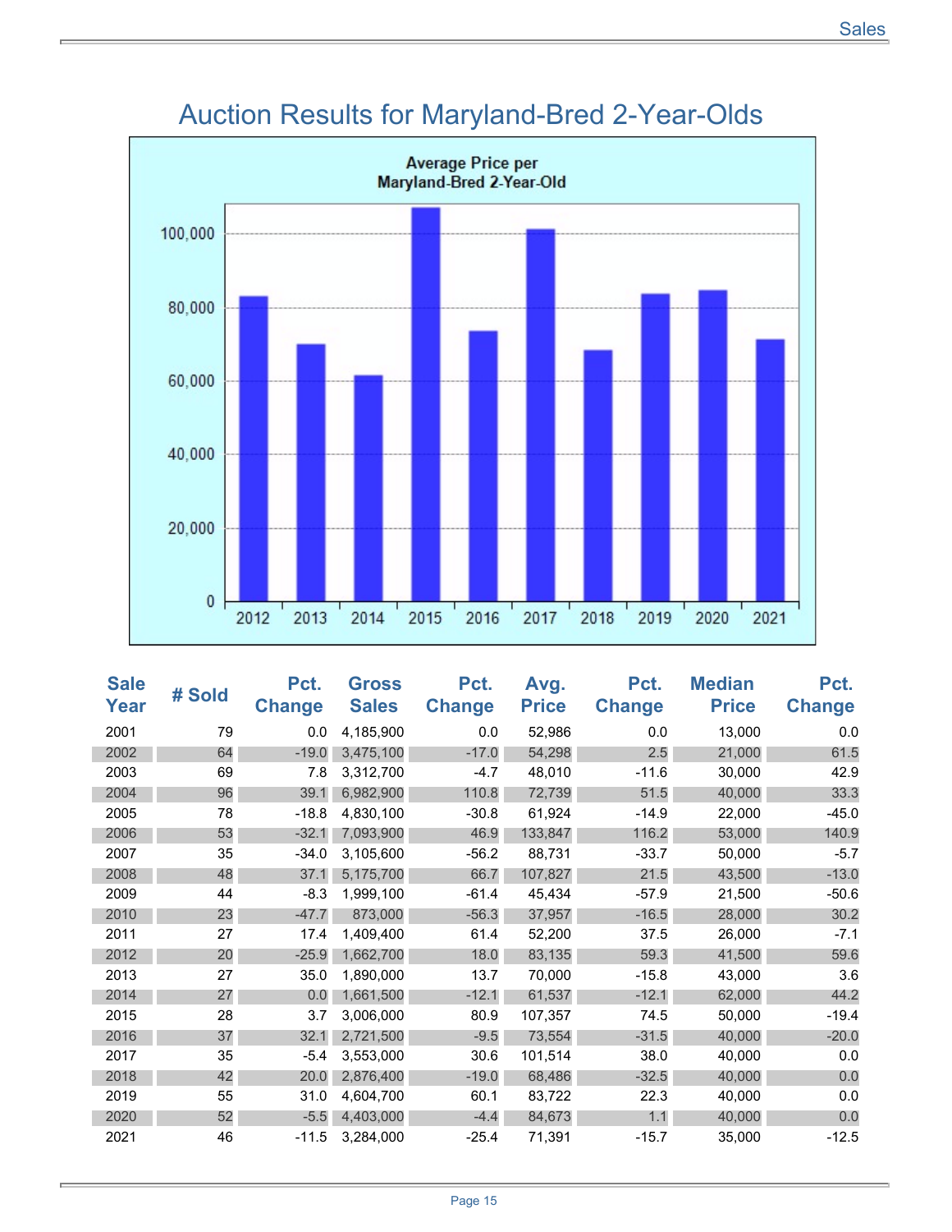# Auction Results for Maryland-Bred 2-Year-Olds

Average Price per
Maryland-Bred 2-Year-Old

100,000
80,000
60,000
40,000
20,000
0

2012 2013 2014 2015 2016 2017 2018 2019 2020 2021

| Sale Year | # Sold | Pct. Change | Gross Sales | Pct. Change | Avg. Price | Pct. Change | Median Price | Pct. Change |
|---|---|---|---|---|---|---|---|---|
| 2001 | 79 | 0.0 | 4,185,900 | 0.0 | 52,986 | 0.0 | 13,000 | 0.0 |
| 2002 | 64 | -19.0 | 3,475,100 | -17.0 | 54,298 | 2.5 | 21,000 | 61.5 |
| 2003 | 69 | 7.8 | 3,312,700 | -4.7 | 48,010 | -11.6 | 30,000 | 42.9 |
| 2004 | 96 | 39.1 | 6,982,900 | 110.8 | 72,739 | 51.5 | 40,000 | 33.3 |
| 2005 | 78 | -18.8 | 4,830,100 | -30.8 | 61,924 | -14.9 | 22,000 | -45.0 |
| 2006 | 53 | -32.1 | 7,093,900 | 46.9 | 133,847 | 116.2 | 53,000 | 140.9 |
| 2007 | 35 | -34.0 | 3,105,600 | -56.2 | 88,731 | -33.7 | 50,000 | -5.7 |
| 2008 | 48 | 37.1 | 5,175,700 | 66.7 | 107,827 | 21.5 | 43,500 | -13.0 |
| 2009 | 44 | -8.3 | 1,999,100 | -61.4 | 45,434 | -57.9 | 21,500 | -50.6 |
| 2010 | 23 | -47.7 | 873,000 | -56.3 | 37,957 | -16.5 | 28,000 | 30.2 |
| 2011 | 27 | 17.4 | 1,409,400 | 61.4 | 52,200 | 37.5 | 26,000 | -7.1 |
| 2012 | 20 | -25.9 | 1,662,700 | 18.0 | 83,135 | 59.3 | 41,500 | 59.6 |
| 2013 | 27 | 35.0 | 1,890,000 | 13.7 | 70,000 | -15.8 | 43,000 | 3.6 |
| 2014 | 27 | 0.0 | 1,661,500 | -12.1 | 61,537 | -12.1 | 62,000 | 44.2 |
| 2015 | 28 | 3.7 | 3,006,000 | 80.9 | 107,357 | 74.5 | 50,000 | -19.4 |
| 2016 | 37 | 32.1 | 2,721,500 | -9.5 | 73,554 | -31.5 | 40,000 | -20.0 |
| 2017 | 35 | -5.4 | 3,553,000 | 30.6 | 101,514 | 38.0 | 40,000 | 0.0 |
| 2018 | 42 | 20.0 | 2,876,400 | -19.0 | 68,486 | -32.5 | 40,000 | 0.0 |
| 2019 | 55 | 31.0 | 4,604,700 | 60.1 | 83,722 | 22.3 | 40,000 | 0.0 |
| 2020 | 52 | -5.5 | 4,403,000 | -4.4 | 84,673 | 1.1 | 40,000 | 0.0 |
| 2021 | 46 | -11.5 | 3,284,000 | -25.4 | 71,391 | -15.7 | 35,000 | -12.5 |